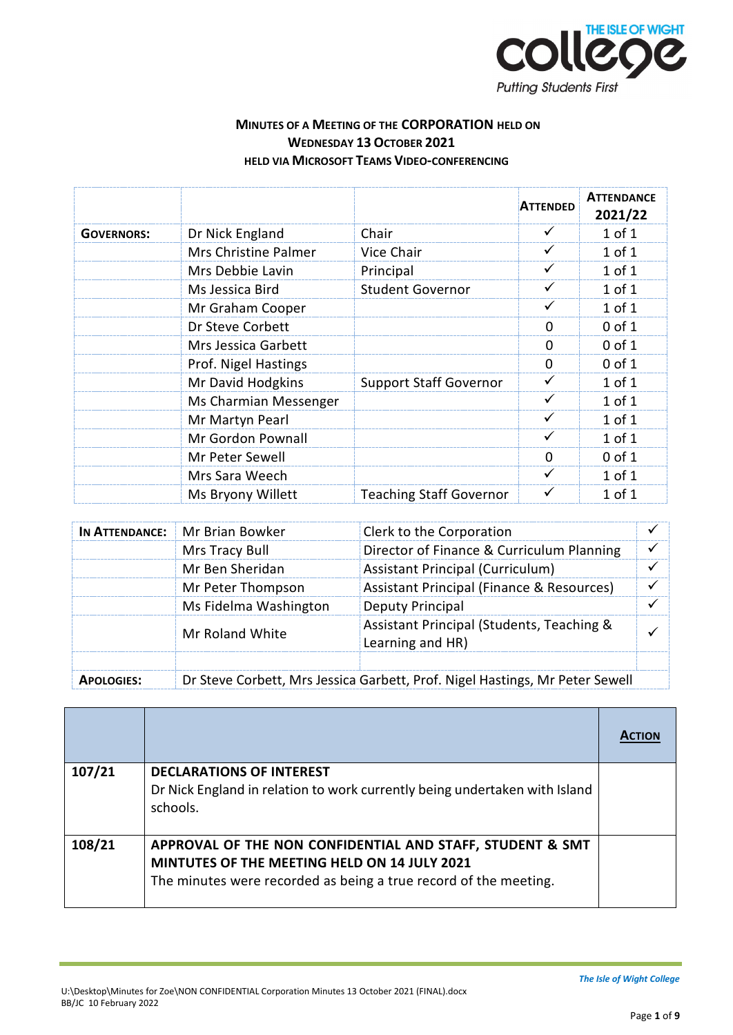# MINUTES OF A MEETING OF THE CORPORATION HELD ON WEDNESDAY 13 OCTOBER 2021 HELD VIA MICROSOFT TEAMS VIDEO-CONFERENCING

| | | | ATTENDED | ATTENDANCE 2021/22 |
|---|---|---|---|---|
| **GOVERNORS:** | Dr Nick England | Chair | ✓ | 1 of 1 |
| | Mrs Christine Palmer | Vice Chair | ✓ | 1 of 1 |
| | Mrs Debbie Lavin | Principal | ✓ | 1 of 1 |
| | Ms Jessica Bird | Student Governor | ✓ | 1 of 1 |
| | Mr Graham Cooper | | ✓ | 1 of 1 |
| | Dr Steve Corbett | | 0 | 0 of 1 |
| | Mrs Jessica Garbett | | 0 | 0 of 1 |
| | Prof. Nigel Hastings | | 0 | 0 of 1 |
| | Mr David Hodgkins | Support Staff Governor | ✓ | 1 of 1 |
| | Ms Charmian Messenger | | ✓ | 1 of 1 |
| | Mr Martyn Pearl | | ✓ | 1 of 1 |
| | Mr Gordon Pownall | | ✓ | 1 of 1 |
| | Mr Peter Sewell | | 0 | 0 of 1 |
| | Mrs Sara Weech | | ✓ | 1 of 1 |
| | Ms Bryony Willett | Teaching Staff Governor | ✓ | 1 of 1 |

| | | | |
|---|---|---|---|
| **IN ATTENDANCE:** | Mr Brian Bowker | Clerk to the Corporation | ✓ |
| | Mrs Tracy Bull | Director of Finance & Curriculum Planning | ✓ |
| | Mr Ben Sheridan | Assistant Principal (Curriculum) | ✓ |
| | Mr Peter Thompson | Assistant Principal (Finance & Resources) | ✓ |
| | Ms Fidelma Washington | Deputy Principal | ✓ |
| | Mr Roland White | Assistant Principal (Students, Teaching & Learning and HR) | ✓ |
| | | | |
| **APOLOGIES:** | Dr Steve Corbett, Mrs Jessica Garbett, Prof. Nigel Hastings, Mr Peter Sewell | | |

| | | ACTION |
|---|---|---|
| 107/21 | **DECLARATIONS OF INTEREST**<br>Dr Nick England in relation to work currently being undertaken with Island schools. | |
| 108/21 | **APPROVAL OF THE NON CONFIDENTIAL AND STAFF, STUDENT & SMT MINTUTES OF THE MEETING HELD ON 14 JULY 2021**<br>The minutes were recorded as being a true record of the meeting. | |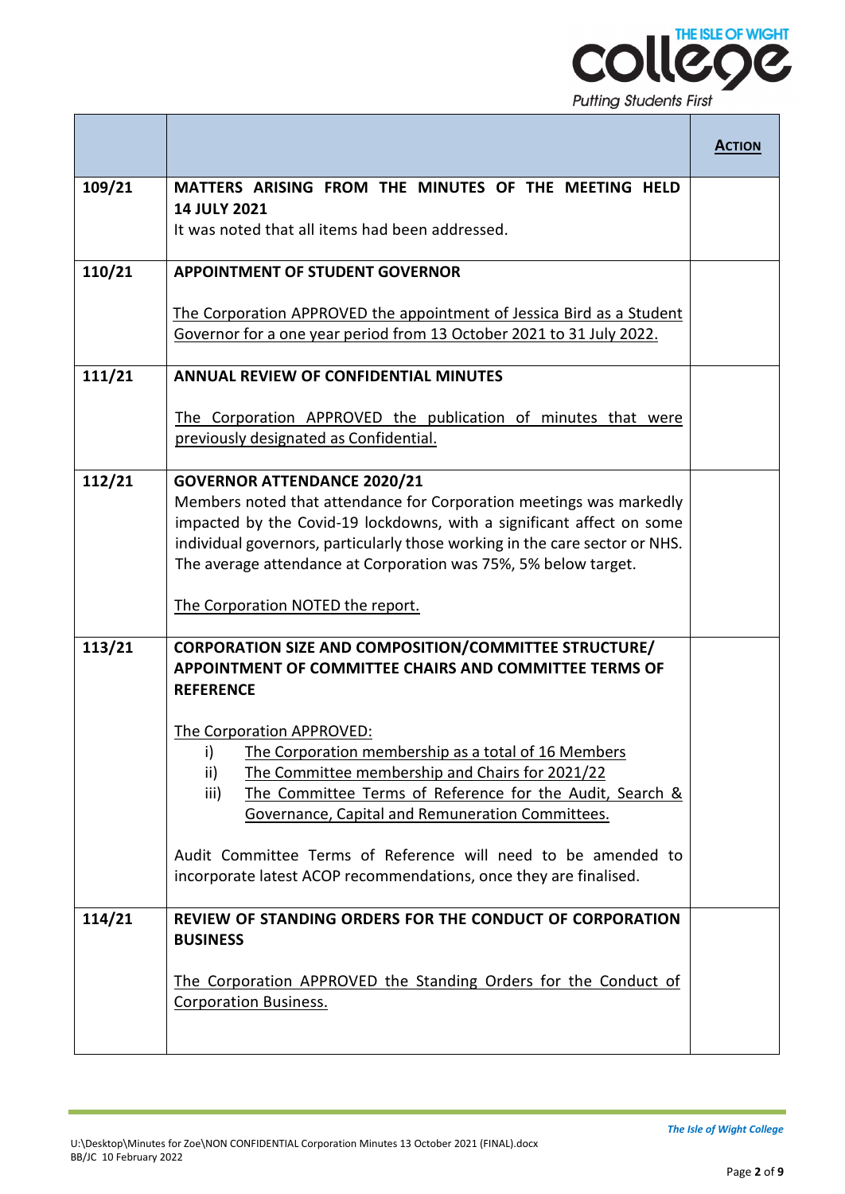| | | **ACTION** |
|---|---|---|
| 109/21 | **MATTERS ARISING FROM THE MINUTES OF THE MEETING HELD 14 JULY 2021**<br>It was noted that all items had been addressed. | |
| 110/21 | **APPOINTMENT OF STUDENT GOVERNOR**<br><br>The Corporation APPROVED the appointment of Jessica Bird as a Student Governor for a one year period from 13 October 2021 to 31 July 2022. | |
| 111/21 | **ANNUAL REVIEW OF CONFIDENTIAL MINUTES**<br><br>The Corporation APPROVED the publication of minutes that were previously designated as Confidential. | |
| 112/21 | **GOVERNOR ATTENDANCE 2020/21**<br>Members noted that attendance for Corporation meetings was markedly impacted by the Covid-19 lockdowns, with a significant affect on some individual governors, particularly those working in the care sector or NHS. The average attendance at Corporation was 75%, 5% below target.<br><br>The Corporation NOTED the report. | |
| 113/21 | **CORPORATION SIZE AND COMPOSITION/COMMITTEE STRUCTURE/ APPOINTMENT OF COMMITTEE CHAIRS AND COMMITTEE TERMS OF REFERENCE**<br><br>The Corporation APPROVED:<br>i) The Corporation membership as a total of 16 Members<br>ii) The Committee membership and Chairs for 2021/22<br>iii) The Committee Terms of Reference for the Audit, Search & Governance, Capital and Remuneration Committees.<br><br>Audit Committee Terms of Reference will need to be amended to incorporate latest ACOP recommendations, once they are finalised. | |
| 114/21 | **REVIEW OF STANDING ORDERS FOR THE CONDUCT OF CORPORATION BUSINESS**<br><br>The Corporation APPROVED the Standing Orders for the Conduct of Corporation Business. | |

U:\Desktop\Minutes for Zoe\NON CONFIDENTIAL Corporation Minutes 13 October 2021 (FINAL).docx
BB/JC 10 February 2022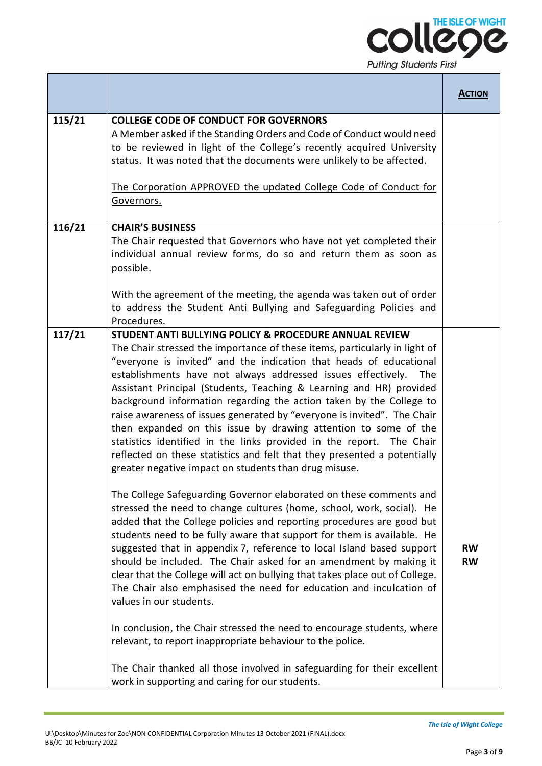| | | ACTION |
|---|---|---|
| 115/21 | **COLLEGE CODE OF CONDUCT FOR GOVERNORS**<br>A Member asked if the Standing Orders and Code of Conduct would need to be reviewed in light of the College's recently acquired University status. It was noted that the documents were unlikely to be affected.<br><br><u>The Corporation APPROVED the updated College Code of Conduct for Governors.</u> | |
| 116/21 | **CHAIR'S BUSINESS**<br>The Chair requested that Governors who have not yet completed their individual annual review forms, do so and return them as soon as possible.<br><br>With the agreement of the meeting, the agenda was taken out of order to address the Student Anti Bullying and Safeguarding Policies and Procedures. | |
| 117/21 | **STUDENT ANTI BULLYING POLICY & PROCEDURE ANNUAL REVIEW**<br>The Chair stressed the importance of these items, particularly in light of "everyone is invited" and the indication that heads of educational establishments have not always addressed issues effectively. The Assistant Principal (Students, Teaching & Learning and HR) provided background information regarding the action taken by the College to raise awareness of issues generated by "everyone is invited". The Chair then expanded on this issue by drawing attention to some of the statistics identified in the links provided in the report. The Chair reflected on these statistics and felt that they presented a potentially greater negative impact on students than drug misuse.<br><br>The College Safeguarding Governor elaborated on these comments and stressed the need to change cultures (home, school, work, social). He added that the College policies and reporting procedures are good but students need to be fully aware that support for them is available. He suggested that in appendix 7, reference to local Island based support should be included. The Chair asked for an amendment by making it clear that the College will act on bullying that takes place out of College. The Chair also emphasised the need for education and inculcation of values in our students.<br><br>In conclusion, the Chair stressed the need to encourage students, where relevant, to report inappropriate behaviour to the police.<br><br>The Chair thanked all those involved in safeguarding for their excellent work in supporting and caring for our students. | **RW**<br>**RW** |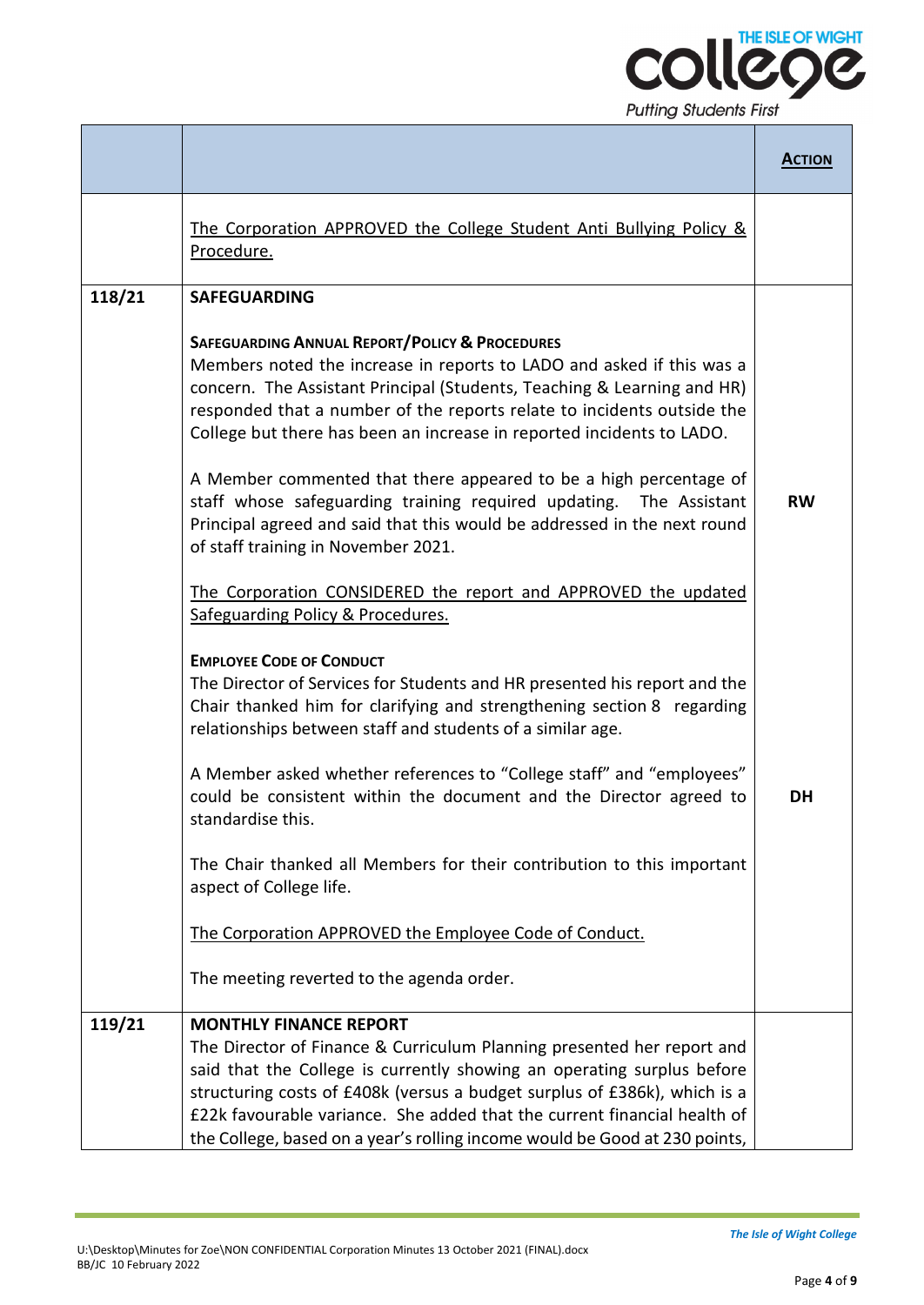| | | **ACTION** |
|---|---|---|
| | The Corporation APPROVED the College Student Anti Bullying Policy & Procedure. | |
| **118/21** | **SAFEGUARDING** | |
| | **SAFEGUARDING ANNUAL REPORT/POLICY & PROCEDURES** Members noted the increase in reports to LADO and asked if this was a concern. The Assistant Principal (Students, Teaching & Learning and HR) responded that a number of the reports relate to incidents outside the College but there has been an increase in reported incidents to LADO. | |
| | A Member commented that there appeared to be a high percentage of staff whose safeguarding training required updating. The Assistant Principal agreed and said that this would be addressed in the next round of staff training in November 2021. | **RW** |
| | The Corporation CONSIDERED the report and APPROVED the updated Safeguarding Policy & Procedures. | |
| | **EMPLOYEE CODE OF CONDUCT** The Director of Services for Students and HR presented his report and the Chair thanked him for clarifying and strengthening section 8 regarding relationships between staff and students of a similar age. | |
| | A Member asked whether references to "College staff" and "employees" could be consistent within the document and the Director agreed to standardise this. | **DH** |
| | The Chair thanked all Members for their contribution to this important aspect of College life. | |
| | The Corporation APPROVED the Employee Code of Conduct. | |
| | The meeting reverted to the agenda order. | |
| **119/21** | **MONTHLY FINANCE REPORT** The Director of Finance & Curriculum Planning presented her report and said that the College is currently showing an operating surplus before structuring costs of £408k (versus a budget surplus of £386k), which is a £22k favourable variance. She added that the current financial health of the College, based on a year's rolling income would be Good at 230 points, | |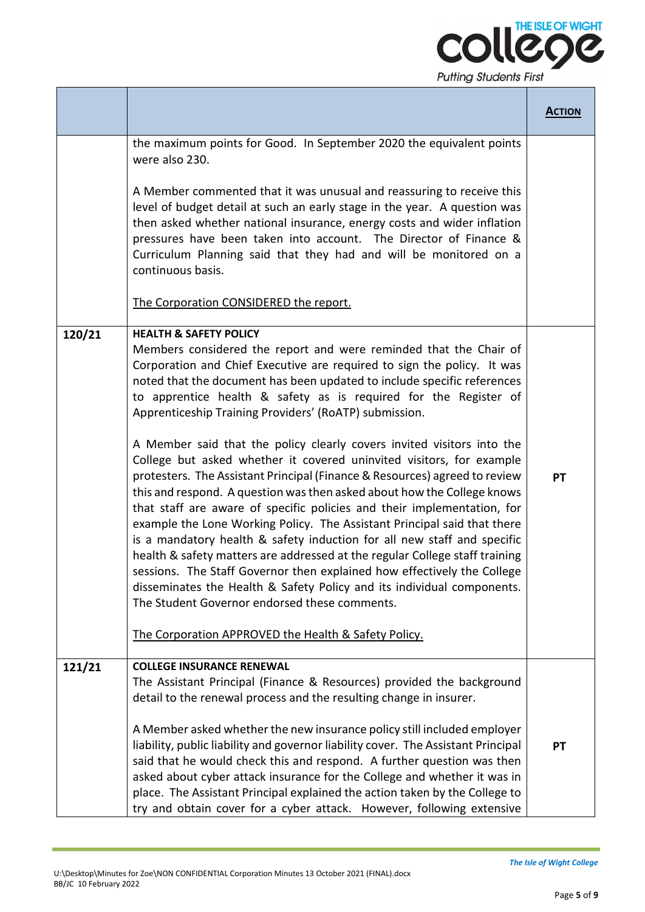| | | **ACTION** |
|---|---|---|
| | the maximum points for Good. In September 2020 the equivalent points were also 230.<br><br>A Member commented that it was unusual and reassuring to receive this level of budget detail at such an early stage in the year. A question was then asked whether national insurance, energy costs and wider inflation pressures have been taken into account. The Director of Finance & Curriculum Planning said that they had and will be monitored on a continuous basis.<br><br>The Corporation CONSIDERED the report. | |
| **120/21** | **HEALTH & SAFETY POLICY**<br>Members considered the report and were reminded that the Chair of Corporation and Chief Executive are required to sign the policy. It was noted that the document has been updated to include specific references to apprentice health & safety as is required for the Register of Apprenticeship Training Providers' (RoATP) submission.<br><br>A Member said that the policy clearly covers invited visitors into the College but asked whether it covered uninvited visitors, for example protesters. The Assistant Principal (Finance & Resources) agreed to review this and respond. A question was then asked about how the College knows that staff are aware of specific policies and their implementation, for example the Lone Working Policy. The Assistant Principal said that there is a mandatory health & safety induction for all new staff and specific health & safety matters are addressed at the regular College staff training sessions. The Staff Governor then explained how effectively the College disseminates the Health & Safety Policy and its individual components. The Student Governor endorsed these comments.<br><br>The Corporation APPROVED the Health & Safety Policy. | **PT** |
| **121/21** | **COLLEGE INSURANCE RENEWAL**<br>The Assistant Principal (Finance & Resources) provided the background detail to the renewal process and the resulting change in insurer.<br><br>A Member asked whether the new insurance policy still included employer liability, public liability and governor liability cover. The Assistant Principal said that he would check this and respond. A further question was then asked about cyber attack insurance for the College and whether it was in place. The Assistant Principal explained the action taken by the College to try and obtain cover for a cyber attack. However, following extensive | **PT** |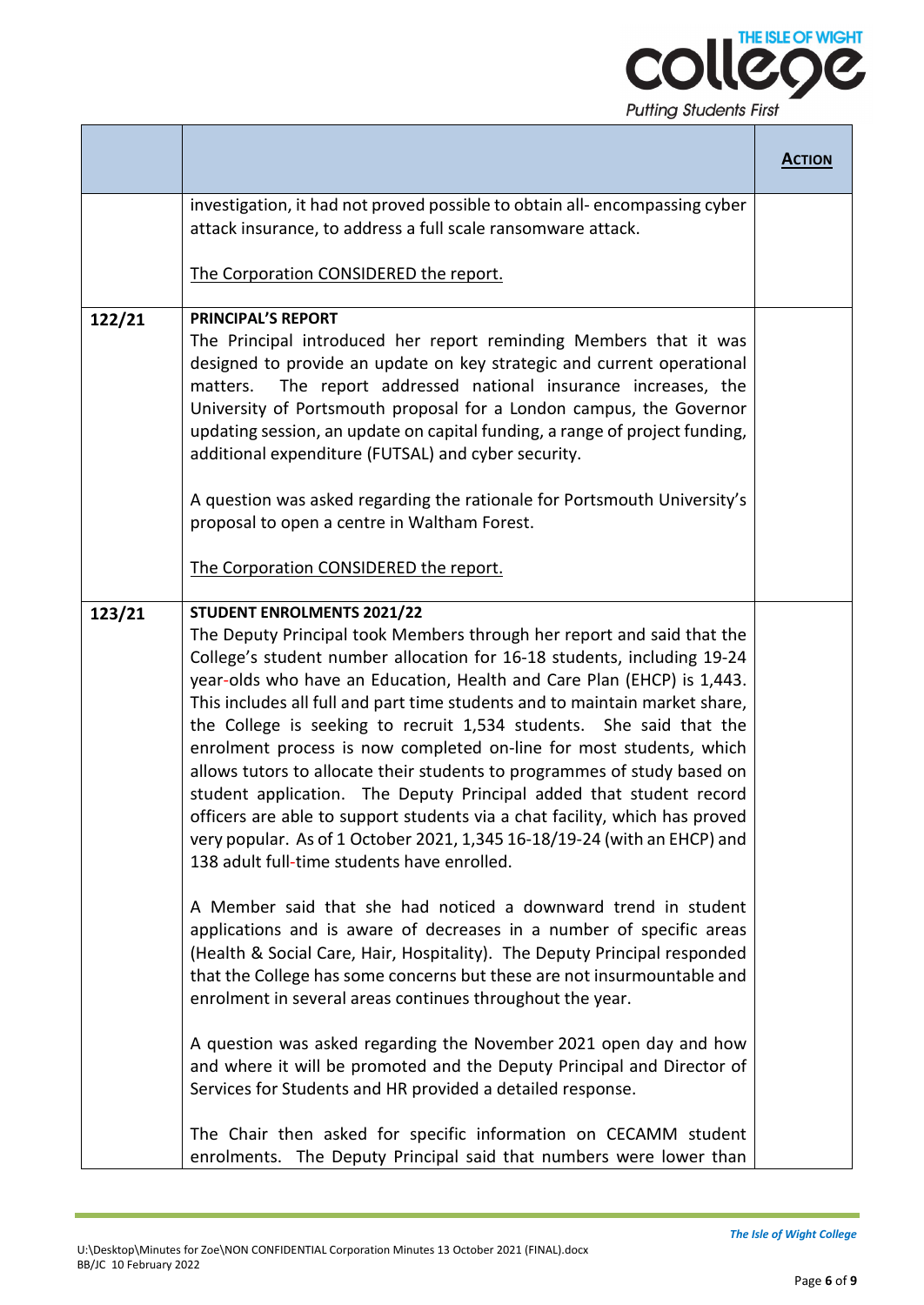| | | **ACTION** |
|---|---|---|
| | investigation, it had not proved possible to obtain all- encompassing cyber attack insurance, to address a full scale ransomware attack.<br><br>The Corporation CONSIDERED the report. | |
| **122/21** | **PRINCIPAL'S REPORT**<br>The Principal introduced her report reminding Members that it was designed to provide an update on key strategic and current operational matters. The report addressed national insurance increases, the University of Portsmouth proposal for a London campus, the Governor updating session, an update on capital funding, a range of project funding, additional expenditure (FUTSAL) and cyber security.<br><br>A question was asked regarding the rationale for Portsmouth University's proposal to open a centre in Waltham Forest.<br><br>The Corporation CONSIDERED the report. | |
| **123/21** | **STUDENT ENROLMENTS 2021/22**<br>The Deputy Principal took Members through her report and said that the College's student number allocation for 16-18 students, including 19-24 year-olds who have an Education, Health and Care Plan (EHCP) is 1,443. This includes all full and part time students and to maintain market share, the College is seeking to recruit 1,534 students. She said that the enrolment process is now completed on-line for most students, which allows tutors to allocate their students to programmes of study based on student application. The Deputy Principal added that student record officers are able to support students via a chat facility, which has proved very popular. As of 1 October 2021, 1,345 16-18/19-24 (with an EHCP) and 138 adult full-time students have enrolled.<br><br>A Member said that she had noticed a downward trend in student applications and is aware of decreases in a number of specific areas (Health & Social Care, Hair, Hospitality). The Deputy Principal responded that the College has some concerns but these are not insurmountable and enrolment in several areas continues throughout the year.<br><br>A question was asked regarding the November 2021 open day and how and where it will be promoted and the Deputy Principal and Director of Services for Students and HR provided a detailed response.<br><br>The Chair then asked for specific information on CECAMM student enrolments. The Deputy Principal said that numbers were lower than | |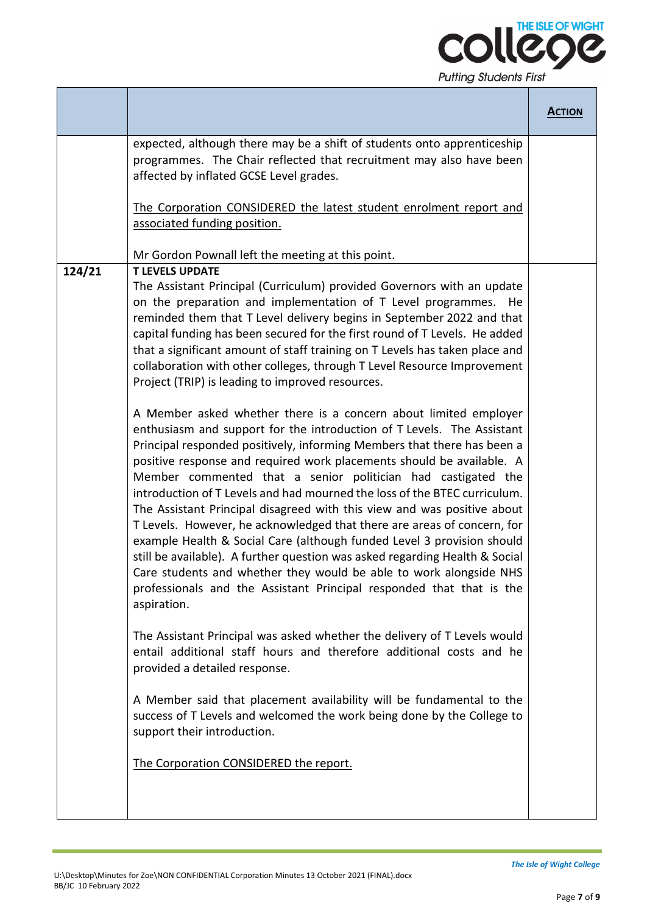| | | **ACTION** |
|---|---|---|
| | expected, although there may be a shift of students onto apprenticeship programmes. The Chair reflected that recruitment may also have been affected by inflated GCSE Level grades.<br><br>The Corporation CONSIDERED the latest student enrolment report and associated funding position.<br><br>Mr Gordon Pownall left the meeting at this point. | |
| **124/21** | **T LEVELS UPDATE**<br>The Assistant Principal (Curriculum) provided Governors with an update on the preparation and implementation of T Level programmes. He reminded them that T Level delivery begins in September 2022 and that capital funding has been secured for the first round of T Levels. He added that a significant amount of staff training on T Levels has taken place and collaboration with other colleges, through T Level Resource Improvement Project (TRIP) is leading to improved resources.<br><br>A Member asked whether there is a concern about limited employer enthusiasm and support for the introduction of T Levels. The Assistant Principal responded positively, informing Members that there has been a positive response and required work placements should be available. A Member commented that a senior politician had castigated the introduction of T Levels and had mourned the loss of the BTEC curriculum. The Assistant Principal disagreed with this view and was positive about T Levels. However, he acknowledged that there are areas of concern, for example Health & Social Care (although funded Level 3 provision should still be available). A further question was asked regarding Health & Social Care students and whether they would be able to work alongside NHS professionals and the Assistant Principal responded that that is the aspiration.<br><br>The Assistant Principal was asked whether the delivery of T Levels would entail additional staff hours and therefore additional costs and he provided a detailed response.<br><br>A Member said that placement availability will be fundamental to the success of T Levels and welcomed the work being done by the College to support their introduction.<br><br>The Corporation CONSIDERED the report. | |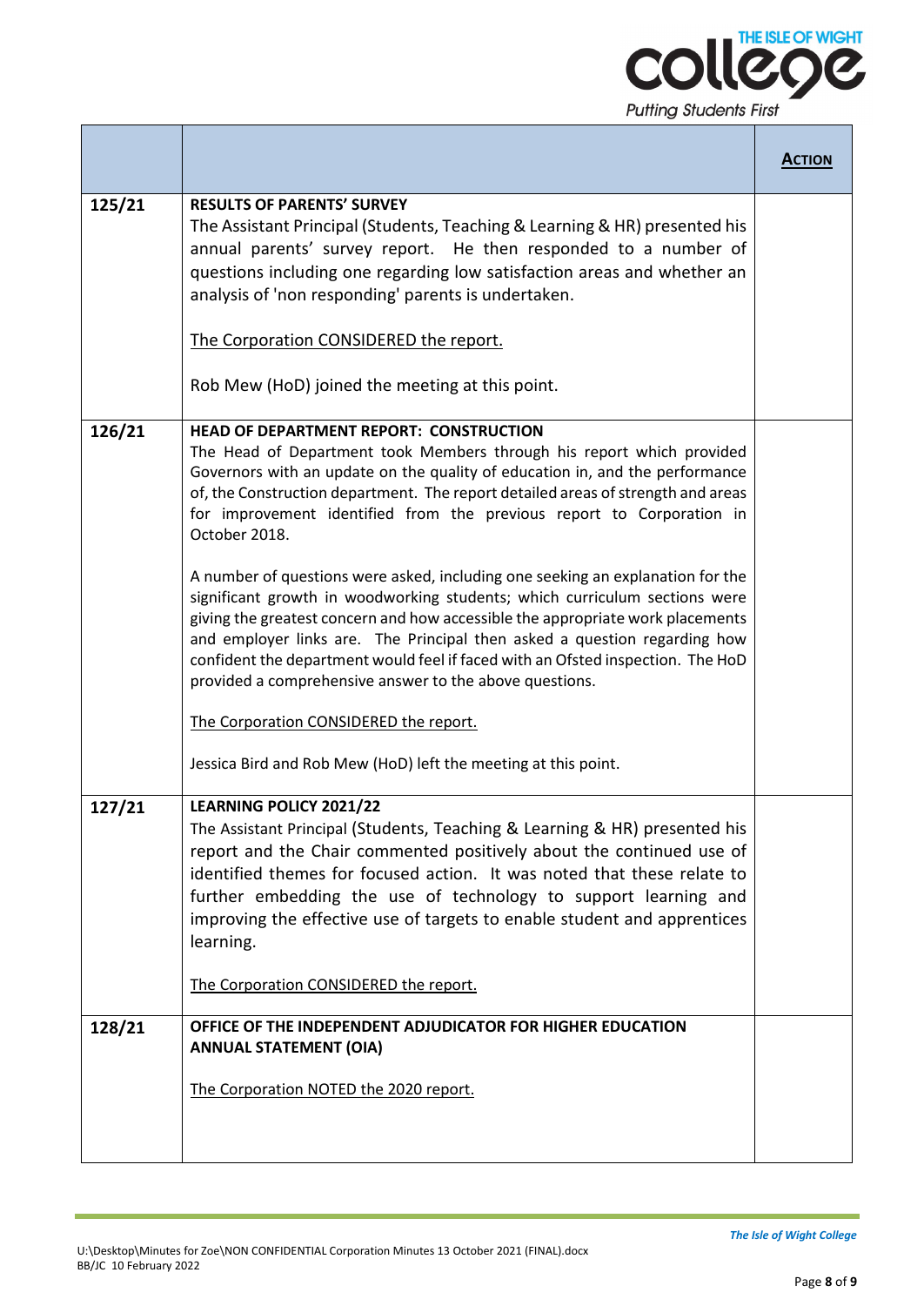| | | **ACTION** |
|---|---|---|
| 125/21 | **RESULTS OF PARENTS' SURVEY**<br>The Assistant Principal (Students, Teaching & Learning & HR) presented his annual parents' survey report. He then responded to a number of questions including one regarding low satisfaction areas and whether an analysis of 'non responding' parents is undertaken.<br><br>The Corporation CONSIDERED the report.<br><br>Rob Mew (HoD) joined the meeting at this point. | |
| 126/21 | **HEAD OF DEPARTMENT REPORT: CONSTRUCTION**<br>The Head of Department took Members through his report which provided Governors with an update on the quality of education in, and the performance of, the Construction department. The report detailed areas of strength and areas for improvement identified from the previous report to Corporation in October 2018.<br><br>A number of questions were asked, including one seeking an explanation for the significant growth in woodworking students; which curriculum sections were giving the greatest concern and how accessible the appropriate work placements and employer links are. The Principal then asked a question regarding how confident the department would feel if faced with an Ofsted inspection. The HoD provided a comprehensive answer to the above questions.<br><br>The Corporation CONSIDERED the report.<br><br>Jessica Bird and Rob Mew (HoD) left the meeting at this point. | |
| 127/21 | **LEARNING POLICY 2021/22**<br>The Assistant Principal (Students, Teaching & Learning & HR) presented his report and the Chair commented positively about the continued use of identified themes for focused action. It was noted that these relate to further embedding the use of technology to support learning and improving the effective use of targets to enable student and apprentices learning.<br><br>The Corporation CONSIDERED the report. | |
| 128/21 | **OFFICE OF THE INDEPENDENT ADJUDICATOR FOR HIGHER EDUCATION ANNUAL STATEMENT (OIA)**<br><br>The Corporation NOTED the 2020 report. | |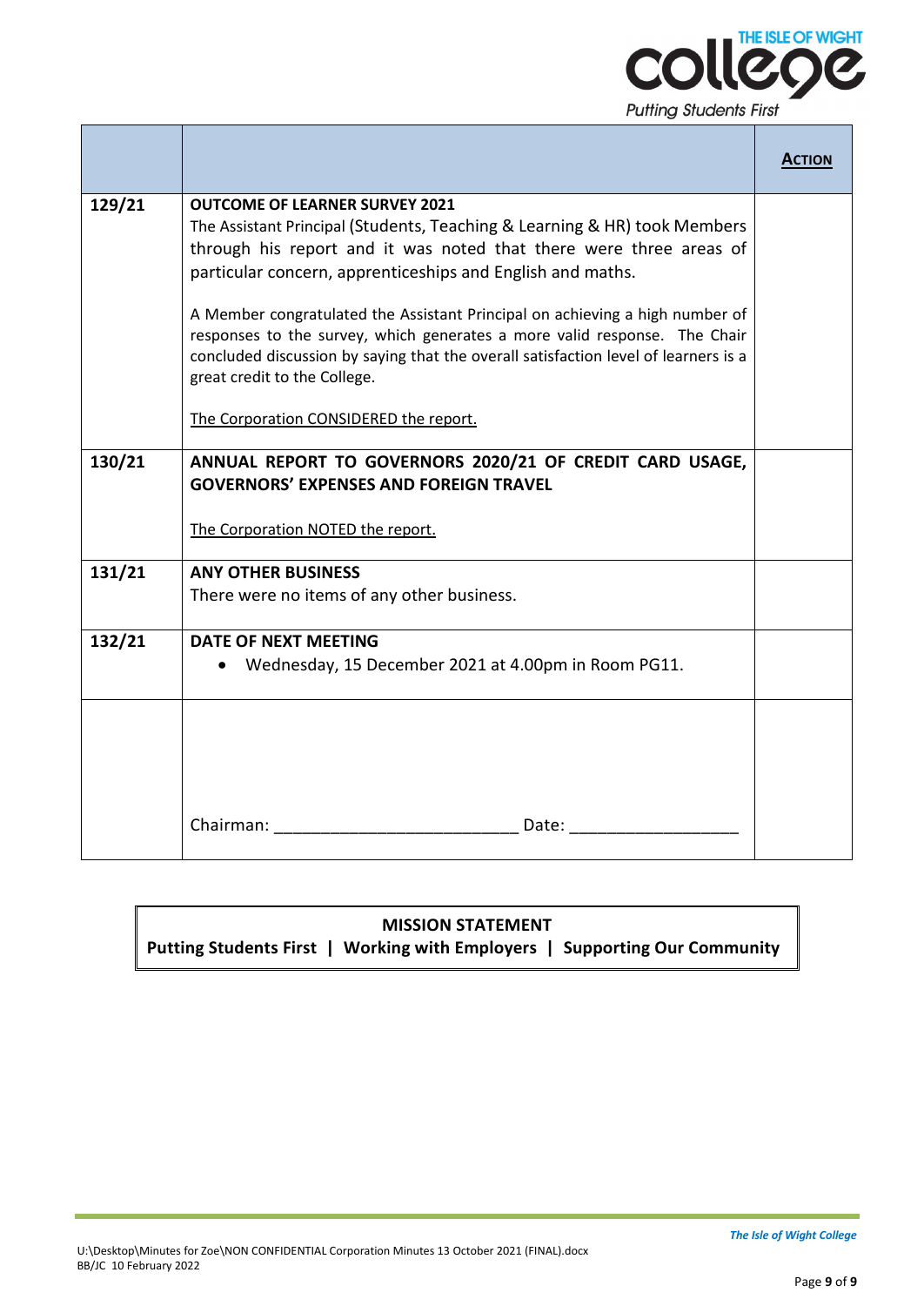| | | **ACTION** |
|---|---|---|
| **129/21** | **OUTCOME OF LEARNER SURVEY 2021**<br>The Assistant Principal (Students, Teaching & Learning & HR) took Members through his report and it was noted that there were three areas of particular concern, apprenticeships and English and maths.<br><br>A Member congratulated the Assistant Principal on achieving a high number of responses to the survey, which generates a more valid response. The Chair concluded discussion by saying that the overall satisfaction level of learners is a great credit to the College.<br><br>The Corporation CONSIDERED the report. | |
| **130/21** | **ANNUAL REPORT TO GOVERNORS 2020/21 OF CREDIT CARD USAGE, GOVERNORS' EXPENSES AND FOREIGN TRAVEL**<br><br>The Corporation NOTED the report. | |
| **131/21** | **ANY OTHER BUSINESS**<br>There were no items of any other business. | |
| **132/21** | **DATE OF NEXT MEETING**<br>• Wednesday, 15 December 2021 at 4.00pm in Room PG11. | |
| | Chairman: \_\_\_\_\_\_\_\_\_\_\_\_\_\_\_\_\_\_\_\_\_\_\_\_\_\_ Date: \_\_\_\_\_\_\_\_\_\_\_\_\_\_\_\_\_\_ | |

**MISSION STATEMENT**

**Putting Students First | Working with Employers | Supporting Our Community**

U:\Desktop\Minutes for Zoe\NON CONFIDENTIAL Corporation Minutes 13 October 2021 (FINAL).docx
BB/JC 10 February 2022